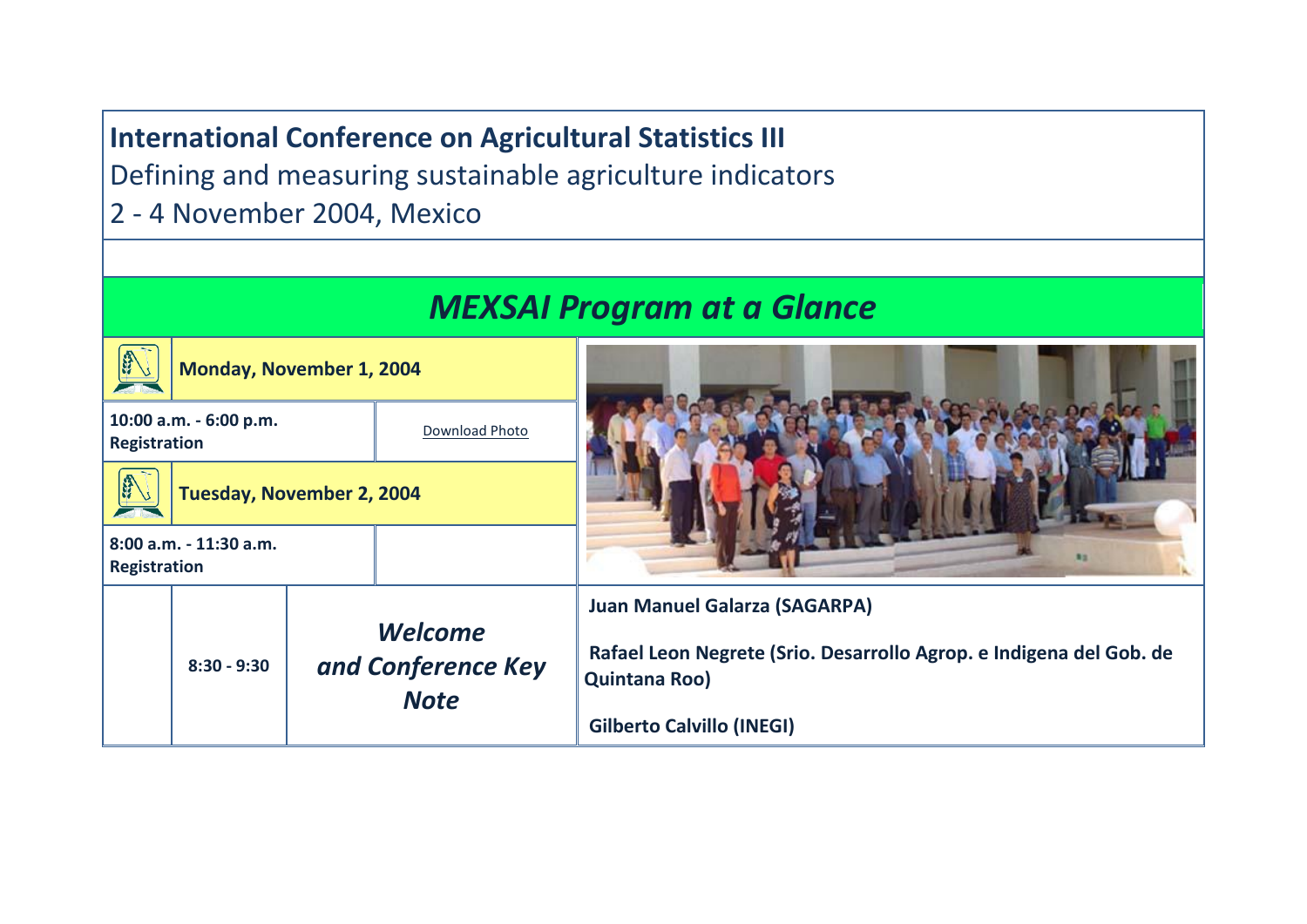**International Conference on Agricultural Statistics III**

Defining and measuring sustainable agriculture indicators

2 - 4 November 2004, Mexico

## *MEXSAI Program at a Glance*

**Monday, November 1, 2004**

| | |
|---|---|
| **10:00 a.m. - 6:00 p.m.** **Registration** | Download Photo |

**Tuesday, November 2, 2004**

| | |
|---|---|
| **8:00 a.m. - 11:30 a.m.** **Registration** | |

| | | | |
|---|---|---|---|
| | **8:30 - 9:30** | ***Welcome and Conference Key Note*** | **Juan Manuel Galarza (SAGARPA)**<br><br>**Rafael Leon Negrete (Srio. Desarrollo Agrop. e Indigena del Gob. de Quintana Roo)**<br><br>**Gilberto Calvillo (INEGI)** |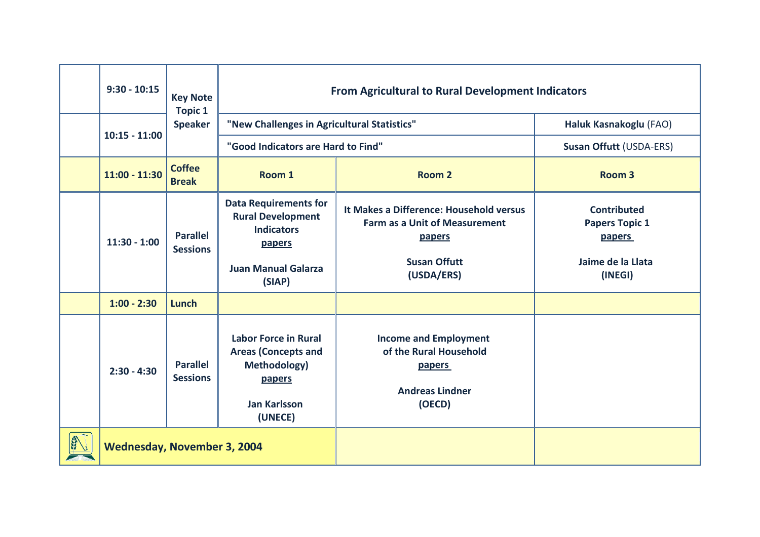| | Time | Session | Room 1 | Room 2 | Room 3 |
|---|---|---|---|---|---|
| | 9:30 - 10:15 | **Key Note Topic 1 Speaker** | **From Agricultural to Rural Development Indicators** | | |
| | 10:15 - 11:00 | | **"New Challenges in Agricultural Statistics"** | | **Haluk Kasnakoglu** (FAO) |
| | | | **"Good Indicators are Hard to Find"** | | **Susan Offutt** (USDA-ERS) |
| | 11:00 - 11:30 | **Coffee Break** | **Room 1** | **Room 2** | **Room 3** |
| | 11:30 - 1:00 | **Parallel Sessions** | **Data Requirements for Rural Development Indicators** papers **Juan Manual Galarza (SIAP)** | **It Makes a Difference: Household versus Farm as a Unit of Measurement** papers **Susan Offutt (USDA/ERS)** | **Contributed Papers Topic 1** papers **Jaime de la Llata (INEGI)** |
| | 1:00 - 2:30 | **Lunch** | | | |
| | 2:30 - 4:30 | **Parallel Sessions** | **Labor Force in Rural Areas (Concepts and Methodology)** papers **Jan Karlsson (UNECE)** | **Income and Employment of the Rural Household** papers **Andreas Lindner (OECD)** | |
| | **Wednesday, November 3, 2004** | | | | |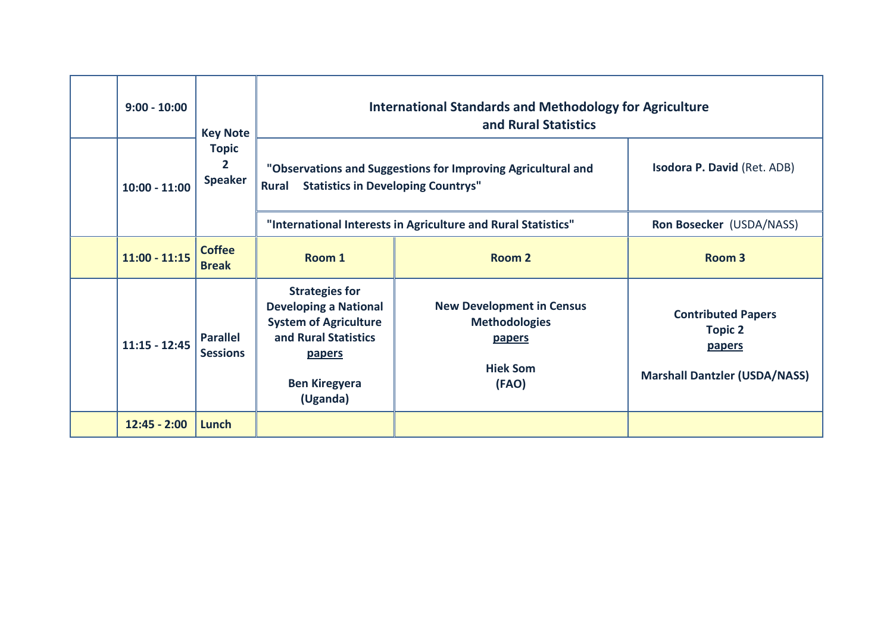| | | | | | |
|---|---|---|---|---|---|
| | **9:00 - 10:00** | **Key Note Topic 2 Speaker** | **International Standards and Methodology for Agriculture and Rural Statistics** | | |
| | **10:00 - 11:00** | | **"Observations and Suggestions for Improving Agricultural and Rural Statistics in Developing Countrys"** | | **Isodora P. David** (Ret. ADB) |
| | | | **"International Interests in Agriculture and Rural Statistics"** | | **Ron Bosecker** (USDA/NASS) |
| | **11:00 - 11:15** | **Coffee Break** | **Room 1** | **Room 2** | **Room 3** |
| | **11:15 - 12:45** | **Parallel Sessions** | **Strategies for Developing a National System of Agriculture and Rural Statistics** **papers** **Ben Kiregyera (Uganda)** | **New Development in Census Methodologies** **papers** **Hiek Som (FAO)** | **Contributed Papers Topic 2** **papers** **Marshall Dantzler (USDA/NASS)** |
| | **12:45 - 2:00** | **Lunch** | | | |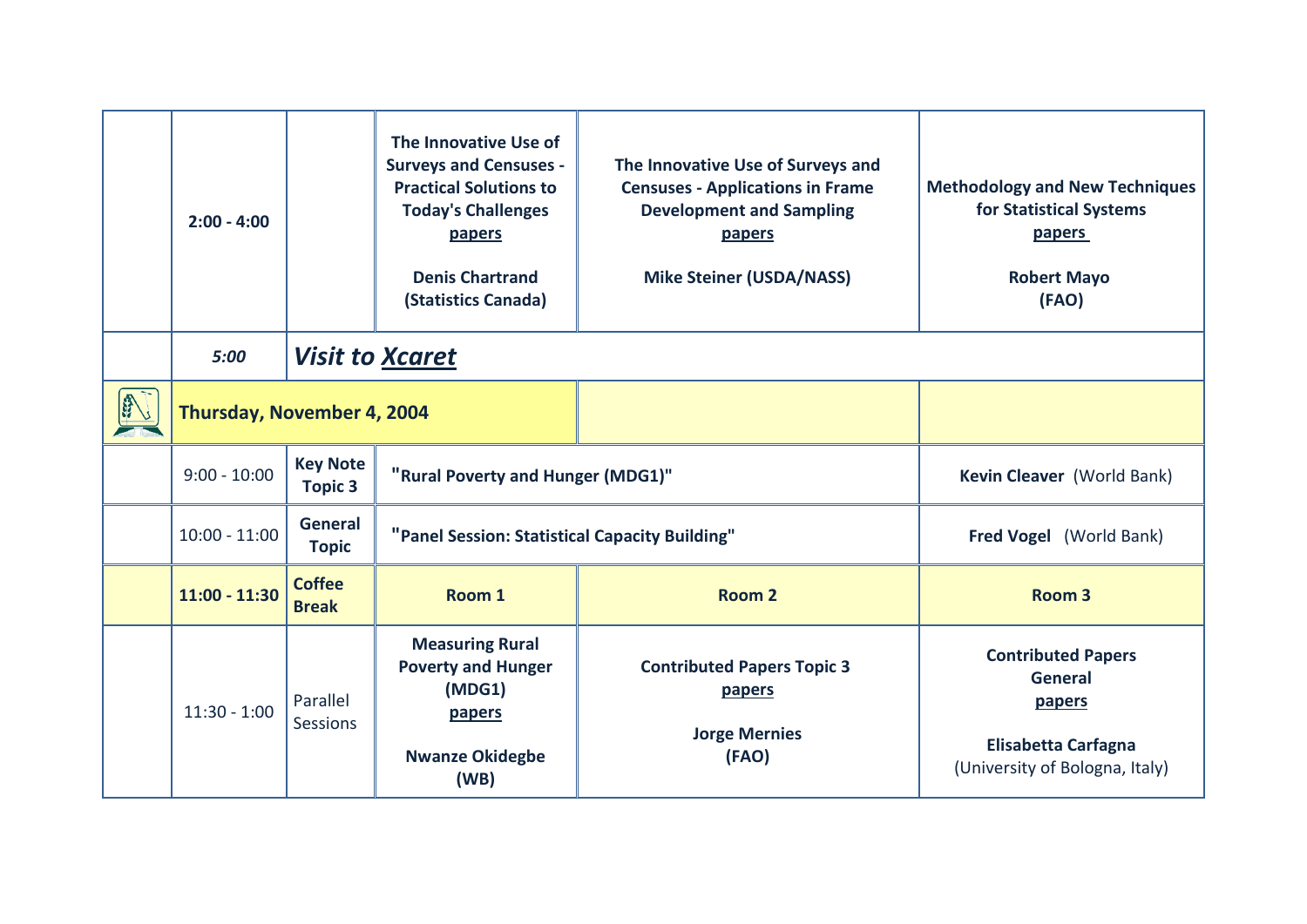| | | | | | |
|---|---|---|---|---|---|
| | **2:00 - 4:00** | | **The Innovative Use of Surveys and Censuses - Practical Solutions to Today's Challenges** **papers** **Denis Chartrand (Statistics Canada)** | **The Innovative Use of Surveys and Censuses - Applications in Frame Development and Sampling** **papers** **Mike Steiner (USDA/NASS)** | **Methodology and New Techniques for Statistical Systems** **papers** **Robert Mayo (FAO)** |
| | ***5:00*** | ***Visit to Xcaret*** | | | |
| | **Thursday, November 4, 2004** | | | | |
| | 9:00 - 10:00 | **Key Note Topic 3** | **"Rural Poverty and Hunger (MDG1)"** | | **Kevin Cleaver** (World Bank) |
| | 10:00 - 11:00 | **General Topic** | **"Panel Session: Statistical Capacity Building"** | | **Fred Vogel** (World Bank) |
| | **11:00 - 11:30** | **Coffee Break** | **Room 1** | **Room 2** | **Room 3** |
| | 11:30 - 1:00 | Parallel Sessions | **Measuring Rural Poverty and Hunger (MDG1)** **papers** **Nwanze Okidegbe (WB)** | **Contributed Papers Topic 3** **papers** **Jorge Mernies (FAO)** | **Contributed Papers General** **papers** **Elisabetta Carfagna** (University of Bologna, Italy) |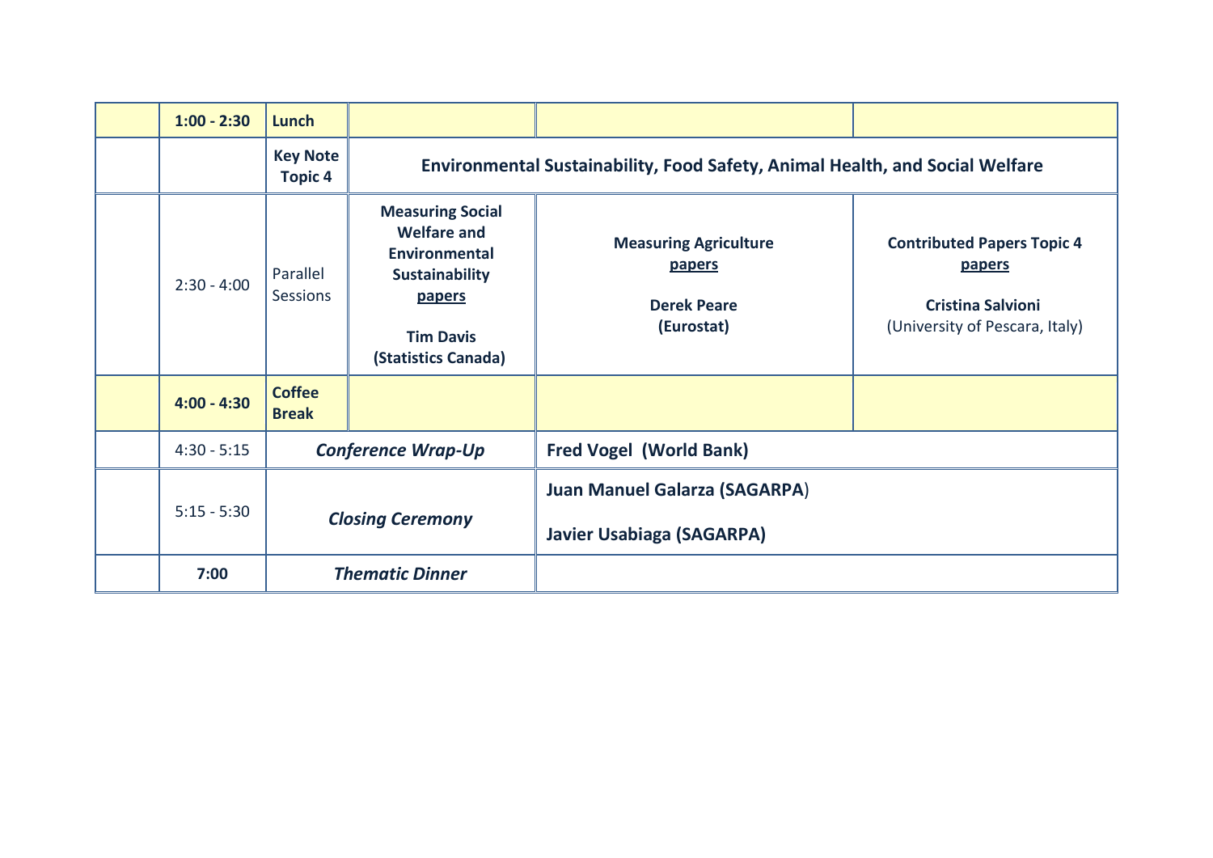| | | | | | |
|---|---|---|---|---|---|
| | **1:00 - 2:30** | **Lunch** | | | |
| | | **Key Note Topic 4** | **Environmental Sustainability, Food Safety, Animal Health, and Social Welfare** | | |
| | 2:30 - 4:00 | Parallel Sessions | **Measuring Social Welfare and Environmental Sustainability papers** **Tim Davis (Statistics Canada)** | **Measuring Agriculture papers** **Derek Peare (Eurostat)** | **Contributed Papers Topic 4 papers** **Cristina Salvioni** (University of Pescara, Italy) |
| | **4:00 - 4:30** | **Coffee Break** | | | |
| | 4:30 - 5:15 | ***Conference Wrap-Up*** | | **Fred Vogel (World Bank)** | |
| | 5:15 - 5:30 | ***Closing Ceremony*** | | **Juan Manuel Galarza (SAGARPA)** **Javier Usabiaga (SAGARPA)** | |
| | **7:00** | ***Thematic Dinner*** | | | |